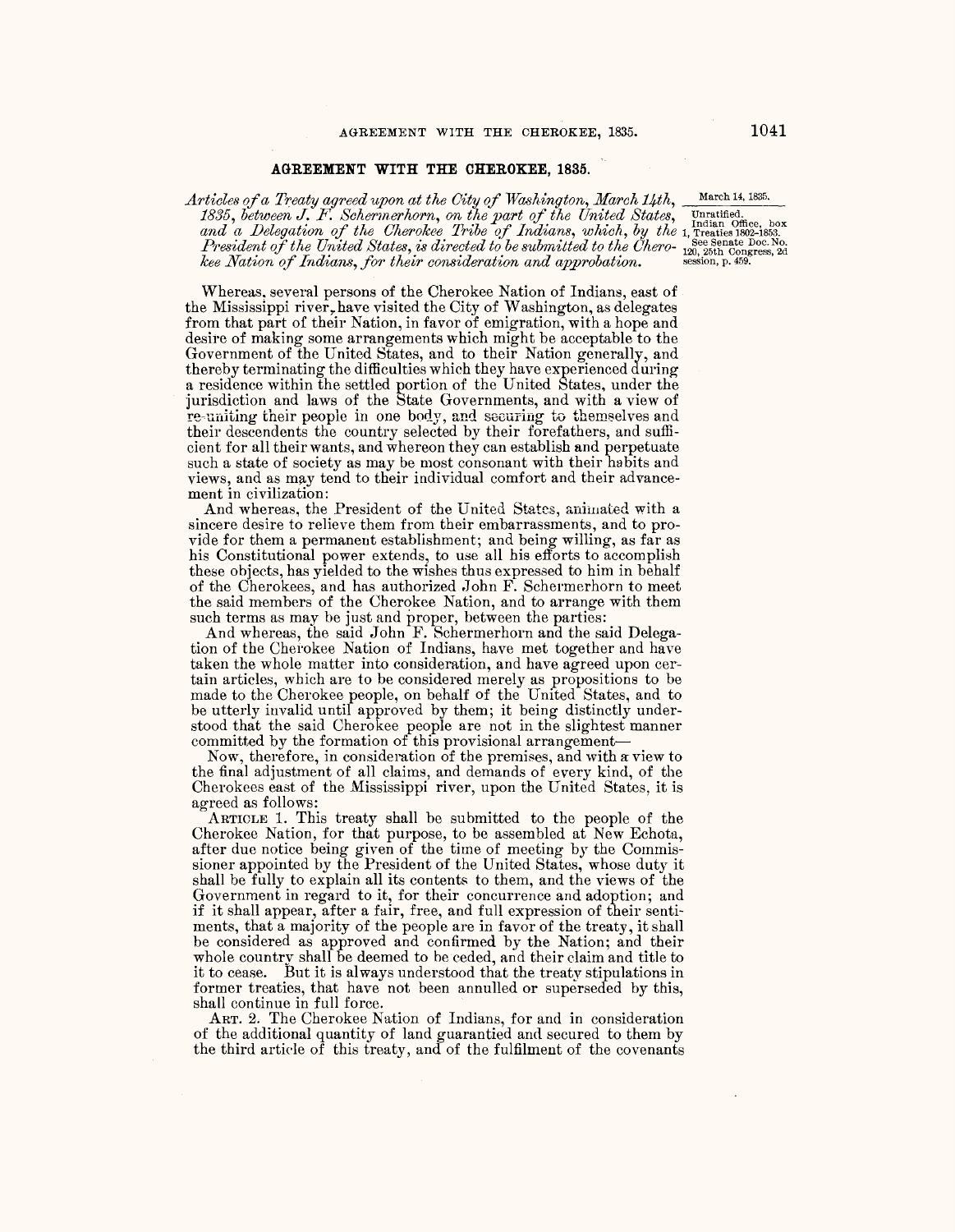## AGREEMENT WITH THE CHEROKEE, 1835.

*Articles of a Treaty agreed upon at the City of Washington, March 14th, 1835, between J. F. Schermerhorn, on the part of the United States, and a Delegation of the Cherokee Tribe of Indians, which, by the President of the United States, is directed to be submitted to the Cherokee Nation of Indians, for their consideration and approbation.*

March 14, 1835.

Unratified.
Indian Office, box 1, Treaties 1802-1853.
See Senate Doc. No. 120, 25th Congress, 2d session, p. 459.

Whereas, several persons of the Cherokee Nation of Indians, east of the Mississippi river, have visited the City of Washington, as delegates from that part of their Nation, in favor of emigration, with a hope and desire of making some arrangements which might be acceptable to the Government of the United States, and to their Nation generally, and thereby terminating the difficulties which they have experienced during a residence within the settled portion of the United States, under the jurisdiction and laws of the State Governments, and with a view of re-uniting their people in one body, and securing to themselves and their descendents the country selected by their forefathers, and sufficient for all their wants, and whereon they can establish and perpetuate such a state of society as may be most consonant with their habits and views, and as may tend to their individual comfort and their advancement in civilization:

And whereas, the President of the United States, animated with a sincere desire to relieve them from their embarrassments, and to provide for them a permanent establishment; and being willing, as far as his Constitutional power extends, to use all his efforts to accomplish these objects, has yielded to the wishes thus expressed to him in behalf of the Cherokees, and has authorized John F. Schermerhorn to meet the said members of the Cherokee Nation, and to arrange with them such terms as may be just and proper, between the parties:

And whereas, the said John F. Schermerhorn and the said Delegation of the Cherokee Nation of Indians, have met together and have taken the whole matter into consideration, and have agreed upon certain articles, which are to be considered merely as propositions to be made to the Cherokee people, on behalf of the United States, and to be utterly invalid until approved by them; it being distinctly understood that the said Cherokee people are not in the slightest manner committed by the formation of this provisional arrangement—

Now, therefore, in consideration of the premises, and with a view to the final adjustment of all claims, and demands of every kind, of the Cherokees east of the Mississippi river, upon the United States, it is agreed as follows:

ARTICLE 1. This treaty shall be submitted to the people of the Cherokee Nation, for that purpose, to be assembled at New Echota, after due notice being given of the time of meeting by the Commissioner appointed by the President of the United States, whose duty it shall be fully to explain all its contents to them, and the views of the Government in regard to it, for their concurrence and adoption; and if it shall appear, after a fair, free, and full expression of their sentiments, that a majority of the people are in favor of the treaty, it shall be considered as approved and confirmed by the Nation; and their whole country shall be deemed to be ceded, and their claim and title to it to cease. But it is always understood that the treaty stipulations in former treaties, that have not been annulled or superseded by this, shall continue in full force.

ART. 2. The Cherokee Nation of Indians, for and in consideration of the additional quantity of land guarantied and secured to them by the third article of this treaty, and of the fulfilment of the covenants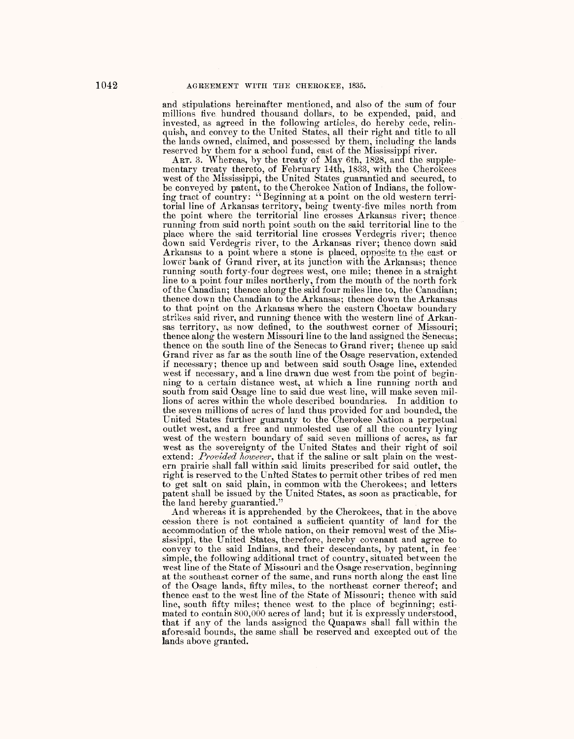and stipulations hereinafter mentioned, and also of the sum of four millions five hundred thousand dollars, to be expended, paid, and invested, as agreed in the following articles, do hereby cede, relinquish, and convey to the United States, all their right and title to all the lands owned, claimed, and possessed by them, including the lands reserved by them for a school fund, east of the Mississippi river.

ART. 3. Whereas, by the treaty of May 6th, 1828, and the supplementary treaty thereto, of February 14th, 1833, with the Cherokees west of the Mississippi, the United States guarantied and secured, to be conveyed by patent, to the Cherokee Nation of Indians, the following tract of country: "Beginning at a point on the old western territorial line of Arkansas territory, being twenty-five miles north from the point where the territorial line crosses Arkansas river; thence running from said north point south on the said territorial line to the place where the said territorial line crosses Verdegris river; thence down said Verdegris river, to the Arkansas river; thence down said Arkansas to a point where a stone is placed, opposite to the east or lower bank of Grand river, at its junction with the Arkansas; thence running south forty-four degrees west, one mile; thence in a straight line to a point four miles northerly, from the mouth of the north fork of the Canadian; thence along the said four miles line to, the Canadian; thence down the Canadian to the Arkansas; thence down the Arkansas to that point on the Arkansas where the eastern Choctaw boundary strikes said river, and running thence with the western line of Arkansas territory, as now defined, to the southwest corner of Missouri; thence along the western Missouri line to the land assigned the Senecas; thence on the south line of the Senecas to Grand river; thence up said Grand river as far as the south line of the Osage reservation, extended if necessary; thence up and between said south Osage line, extended west if necessary, and a line drawn due west from the point of beginning to a certain distance west, at which a line running north and south from said Osage line to said due west line, will make seven millions of acres within the whole described boundaries. In addition to the seven millions of acres of land thus provided for and bounded, the United States further guaranty to the Cherokee Nation a perpetual outlet west, and a free and unmolested use of all the country lying west of the western boundary of said seven millions of acres, as far west as the sovereignty of the United States and their right of soil extend: *Provided however*, that if the saline or salt plain on the western prairie shall fall within said limits prescribed for said outlet, the right is reserved to the United States to permit other tribes of red men to get salt on said plain, in common with the Cherokees; and letters patent shall be issued by the United States, as soon as practicable, for the land hereby guarantied."

And whereas it is apprehended by the Cherokees, that in the above cession there is not contained a sufficient quantity of land for the accommodation of the whole nation, on their removal west of the Mississippi, the United States, therefore, hereby covenant and agree to convey to the said Indians, and their descendants, by patent, in fee simple, the following additional tract of country, situated between the west line of the State of Missouri and the Osage reservation, beginning at the southeast corner of the same, and runs north along the east line of the Osage lands, fifty miles, to the northeast corner thereof; and thence east to the west line of the State of Missouri; thence with said line, south fifty miles; thence west to the place of beginning; estimated to contain 800,000 acres of land; but it is expressly understood, that if any of the lands assigned the Quapaws shall fall within the aforesaid bounds, the same shall be reserved and excepted out of the lands above granted.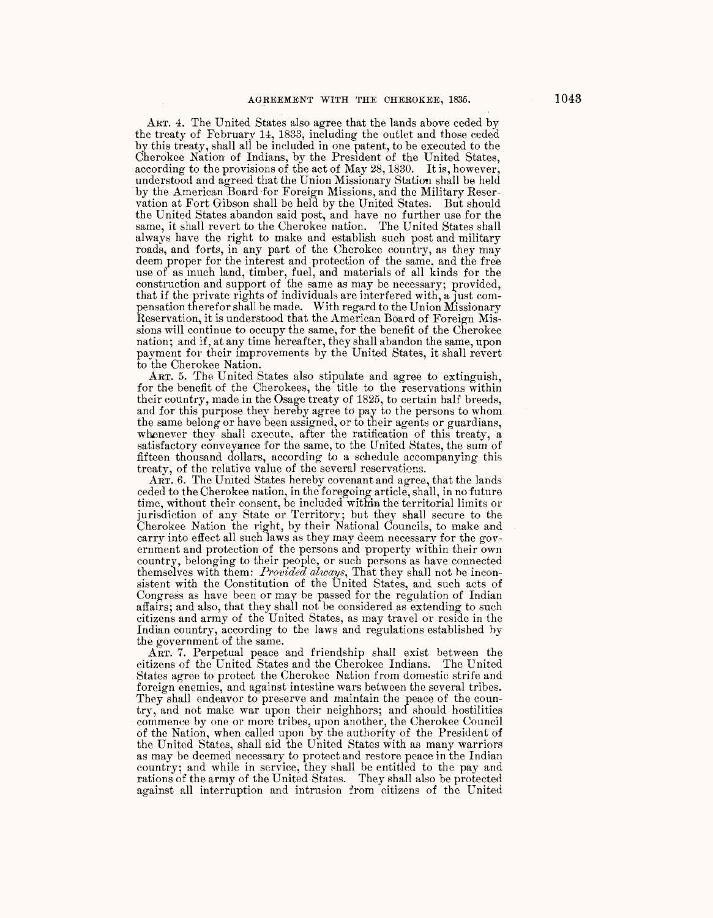ART. 4. The United States also agree that the lands above ceded by the treaty of February 14, 1833, including the outlet and those ceded by this treaty, shall all be included in one patent, to be executed to the Cherokee Nation of Indians, by the President of the United States, according to the provisions of the act of May 28, 1830. It is, however, understood and agreed that the Union Missionary Station shall be held by the American Board for Foreign Missions, and the Military Reservation at Fort Gibson shall be held by the United States. But should the United States abandon said post, and have no further use for the same, it shall revert to the Cherokee nation. The United States shall always have the right to make and establish such post and military roads, and forts, in any part of the Cherokee country, as they may deem proper for the interest and protection of the same, and the free use of as much land, timber, fuel, and materials of all kinds for the construction and support of the same as may be necessary; provided, that if the private rights of individuals are interfered with, a just compensation therefor shall be made. With regard to the Union Missionary Reservation, it is understood that the American Board of Foreign Missions will continue to occupy the same, for the benefit of the Cherokee nation; and if, at any time hereafter, they shall abandon the same, upon payment for their improvements by the United States, it shall revert to the Cherokee Nation.

ART. 5. The United States also stipulate and agree to extinguish, for the benefit of the Cherokees, the title to the reservations within their country, made in the Osage treaty of 1825, to certain half breeds, and for this purpose they hereby agree to pay to the persons to whom the same belong or have been assigned, or to their agents or guardians, whenever they shall execute, after the ratification of this treaty, a satisfactory conveyance for the same, to the United States, the sum of fifteen thousand dollars, according to a schedule accompanying this treaty, of the relative value of the several reservations.

ART. 6. The United States hereby covenant and agree, that the lands ceded to the Cherokee nation, in the foregoing article, shall, in no future time, without their consent, be included within the territorial limits or jurisdiction of any State or Territory; but they shall secure to the Cherokee Nation the right, by their National Councils, to make and carry into effect all such laws as they may deem necessary for the government and protection of the persons and property within their own country, belonging to their people, or such persons as have connected themselves with them: *Provided always*, That they shall not be inconsistent with the Constitution of the United States, and such acts of Congress as have been or may be passed for the regulation of Indian affairs; and also, that they shall not be considered as extending to such citizens and army of the United States, as may travel or reside in the Indian country, according to the laws and regulations established by the government of the same.

ART. 7. Perpetual peace and friendship shall exist between the citizens of the United States and the Cherokee Indians. The United States agree to protect the Cherokee Nation from domestic strife and foreign enemies, and against intestine wars between the several tribes. They shall endeavor to preserve and maintain the peace of the country, and not make war upon their neighbors; and should hostilities commence by one or more tribes, upon another, the Cherokee Council of the Nation, when called upon by the authority of the President of the United States, shall aid the United States with as many warriors as may be deemed necessary to protect and restore peace in the Indian country; and while in service, they shall be entitled to the pay and rations of the army of the United States. They shall also be protected against all interruption and intrusion from citizens of the United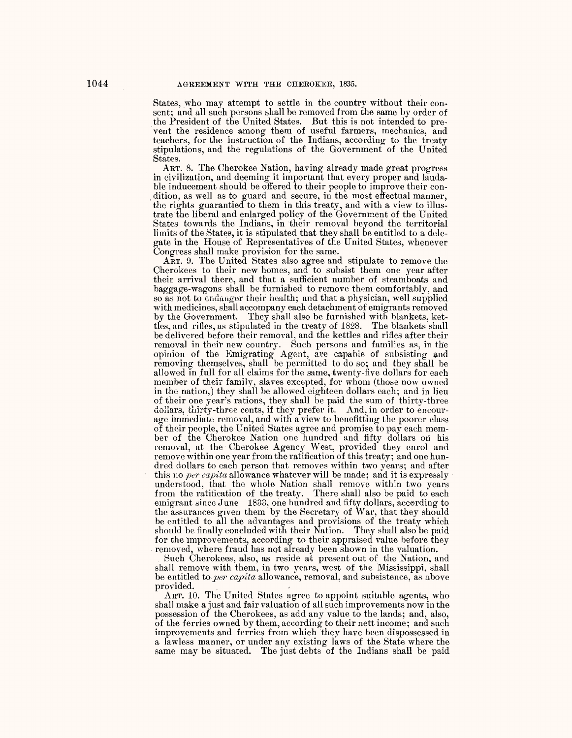States, who may attempt to settle in the country without their consent; and all such persons shall be removed from the same by order of the President of the United States. But this is not intended to prevent the residence among them of useful farmers, mechanics, and teachers, for the instruction of the Indians, according to the treaty stipulations, and the regulations of the Government of the United States.

ART. 8. The Cherokee Nation, having already made great progress in civilization, and deeming it important that every proper and laudable inducement should be offered to their people to improve their condition, as well as to guard and secure, in the most effectual manner, the rights guarantied to them in this treaty, and with a view to illustrate the liberal and enlarged policy of the Government of the United States towards the Indians, in their removal beyond the territorial limits of the States, it is stipulated that they shall be entitled to a delegate in the House of Representatives of the United States, whenever Congress shall make provision for the same.

ART. 9. The United States also agree and stipulate to remove the Cherokees to their new homes, and to subsist them one year after their arrival there, and that a sufficient number of steamboats and baggage-wagons shall be furnished to remove them comfortably, and so as not to endanger their health; and that a physician, well supplied with medicines, shall accompany each detachment of emigrants removed by the Government. They shall also be furnished with blankets, kettles, and rifles, as stipulated in the treaty of 1828. The blankets shall be delivered before their removal, and the kettles and rifles after their removal in their new country. Such persons and families as, in the opinion of the Emigrating Agent, are capable of subsisting and removing themselves, shall be permitted to do so; and they shall be allowed in full for all claims for the same, twenty-five dollars for each member of their family, slaves excepted, for whom (those now owned in the nation,) they shall be allowed eighteen dollars each; and in lieu of their one year's rations, they shall be paid the sum of thirty-three dollars, thirty-three cents, if they prefer it. And, in order to encourage immediate removal, and with a view to benefitting the poorer class of their people, the United States agree and promise to pay each member of the Cherokee Nation one hundred and fifty dollars on his removal, at the Cherokee Agency West, provided they enrol and remove within one year from the ratification of this treaty; and one hundred dollars to each person that removes within two years; and after this no *per capita* allowance whatever will be made; and it is expressly understood, that the whole Nation shall remove within two years from the ratification of the treaty. There shall also be paid to each emigrant since June 1833, one hundred and fifty dollars, according to the assurances given them by the Secretary of War, that they should be entitled to all the advantages and provisions of the treaty which should be finally concluded with their Nation. They shall also be paid for the improvements, according to their appraised value before they removed, where fraud has not already been shown in the valuation.

Such Cherokees, also, as reside at present out of the Nation, and shall remove with them, in two years, west of the Mississippi, shall be entitled to *per capita* allowance, removal, and subsistence, as above provided.

ART. 10. The United States agree to appoint suitable agents, who shall make a just and fair valuation of all such improvements now in the possession of the Cherokees, as add any value to the lands; and, also, of the ferries owned by them, according to their nett income; and such improvements and ferries from which they have been dispossessed in a lawless manner, or under any existing laws of the State where the same may be situated. The just debts of the Indians shall be paid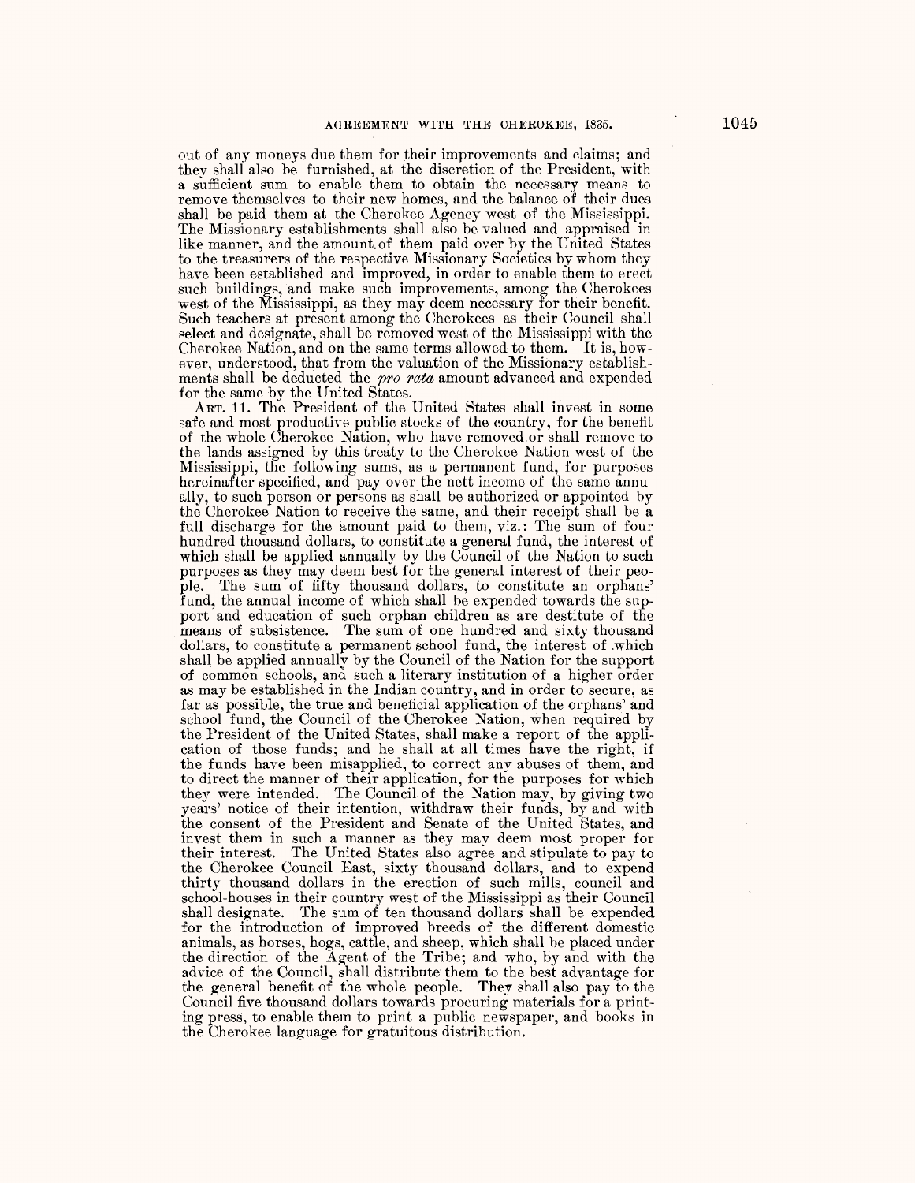out of any moneys due them for their improvements and claims; and they shall also be furnished, at the discretion of the President, with a sufficient sum to enable them to obtain the necessary means to remove themselves to their new homes, and the balance of their dues shall be paid them at the Cherokee Agency west of the Mississippi. The Missionary establishments shall also be valued and appraised in like manner, and the amount of them paid over by the United States to the treasurers of the respective Missionary Societies by whom they have been established and improved, in order to enable them to erect such buildings, and make such improvements, among the Cherokees west of the Mississippi, as they may deem necessary for their benefit. Such teachers at present among the Cherokees as their Council shall select and designate, shall be removed west of the Mississippi with the Cherokee Nation, and on the same terms allowed to them. It is, however, understood, that from the valuation of the Missionary establishments shall be deducted the *pro rata* amount advanced and expended for the same by the United States.

ART. 11. The President of the United States shall invest in some safe and most productive public stocks of the country, for the benefit of the whole Cherokee Nation, who have removed or shall remove to the lands assigned by this treaty to the Cherokee Nation west of the Mississippi, the following sums, as a permanent fund, for purposes hereinafter specified, and pay over the nett income of the same annually, to such person or persons as shall be authorized or appointed by the Cherokee Nation to receive the same, and their receipt shall be a full discharge for the amount paid to them, viz.: The sum of four hundred thousand dollars, to constitute a general fund, the interest of which shall be applied annually by the Council of the Nation to such purposes as they may deem best for the general interest of their people. The sum of fifty thousand dollars, to constitute an orphans' fund, the annual income of which shall be expended towards the support and education of such orphan children as are destitute of the means of subsistence. The sum of one hundred and sixty thousand dollars, to constitute a permanent school fund, the interest of which shall be applied annually by the Council of the Nation for the support of common schools, and such a literary institution of a higher order as may be established in the Indian country, and in order to secure, as far as possible, the true and beneficial application of the orphans' and school fund, the Council of the Cherokee Nation, when required by the President of the United States, shall make a report of the application of those funds; and he shall at all times have the right, if the funds have been misapplied, to correct any abuses of them, and to direct the manner of their application, for the purposes for which they were intended. The Council of the Nation may, by giving two years' notice of their intention, withdraw their funds, by and with the consent of the President and Senate of the United States, and invest them in such a manner as they may deem most proper for their interest. The United States also agree and stipulate to pay to the Cherokee Council East, sixty thousand dollars, and to expend thirty thousand dollars in the erection of such mills, council and school-houses in their country west of the Mississippi as their Council shall designate. The sum of ten thousand dollars shall be expended for the introduction of improved breeds of the different domestic animals, as horses, hogs, cattle, and sheep, which shall be placed under the direction of the Agent of the Tribe; and who, by and with the advice of the Council, shall distribute them to the best advantage for the general benefit of the whole people. They shall also pay to the Council five thousand dollars towards procuring materials for a printing press, to enable them to print a public newspaper, and books in the Cherokee language for gratuitous distribution.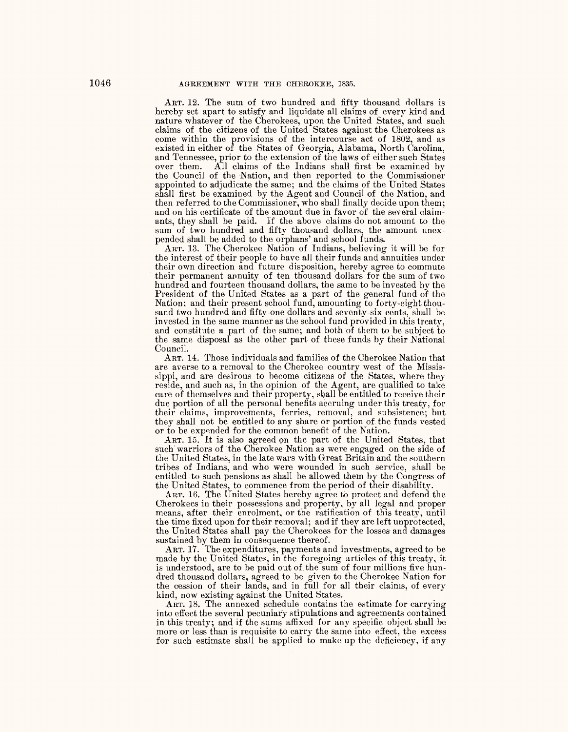ART. 12. The sum of two hundred and fifty thousand dollars is hereby set apart to satisfy and liquidate all claims of every kind and nature whatever of the Cherokees, upon the United States, and such claims of the citizens of the United States against the Cherokees as come within the provisions of the intercourse act of 1802, and as existed in either of the States of Georgia, Alabama, North Carolina, and Tennessee, prior to the extension of the laws of either such States over them. All claims of the Indians shall first be examined by the Council of the Nation, and then reported to the Commissioner appointed to adjudicate the same; and the claims of the United States shall first be examined by the Agent and Council of the Nation, and then referred to the Commissioner, who shall finally decide upon them; and on his certificate of the amount due in favor of the several claimants, they shall be paid. If the above claims do not amount to the sum of two hundred and fifty thousand dollars, the amount unexpended shall be added to the orphans' and school funds.

ART. 13. The Cherokee Nation of Indians, believing it will be for the interest of their people to have all their funds and annuities under their own direction and future disposition, hereby agree to commute their permanent annuity of ten thousand dollars for the sum of two hundred and fourteen thousand dollars, the same to be invested by the President of the United States as a part of the general fund of the Nation; and their present school fund, amounting to forty-eight thousand two hundred and fifty-one dollars and seventy-six cents, shall be invested in the same manner as the school fund provided in this treaty, and constitute a part of the same; and both of them to be subject to the same disposal as the other part of these funds by their National Council.

ART. 14. Those individuals and families of the Cherokee Nation that are averse to a removal to the Cherokee country west of the Mississippi, and are desirous to become citizens of the States, where they reside, and such as, in the opinion of the Agent, are qualified to take care of themselves and their property, shall be entitled to receive their due portion of all the personal benefits accruing under this treaty, for their claims, improvements, ferries, removal, and subsistence; but they shall not be entitled to any share or portion of the funds vested or to be expended for the common benefit of the Nation.

ART. 15. It is also agreed on the part of the United States, that such warriors of the Cherokee Nation as were engaged on the side of the United States, in the late wars with Great Britain and the southern tribes of Indians, and who were wounded in such service, shall be entitled to such pensions as shall be allowed them by the Congress of the United States, to commence from the period of their disability.

ART. 16. The United States hereby agree to protect and defend the Cherokees in their possessions and property, by all legal and proper means, after their enrolment, or the ratification of this treaty, until the time fixed upon for their removal; and if they are left unprotected, the United States shall pay the Cherokees for the losses and damages sustained by them in consequence thereof.

ART. 17. The expenditures, payments and investments, agreed to be made by the United States, in the foregoing articles of this treaty, it is understood, are to be paid out of the sum of four millions five hundred thousand dollars, agreed to be given to the Cherokee Nation for the cession of their lands, and in full for all their claims, of every kind, now existing against the United States.

ART. 18. The annexed schedule contains the estimate for carrying into effect the several pecuniary stipulations and agreements contained in this treaty; and if the sums affixed for any specific object shall be more or less than is requisite to carry the same into effect, the excess for such estimate shall be applied to make up the deficiency, if any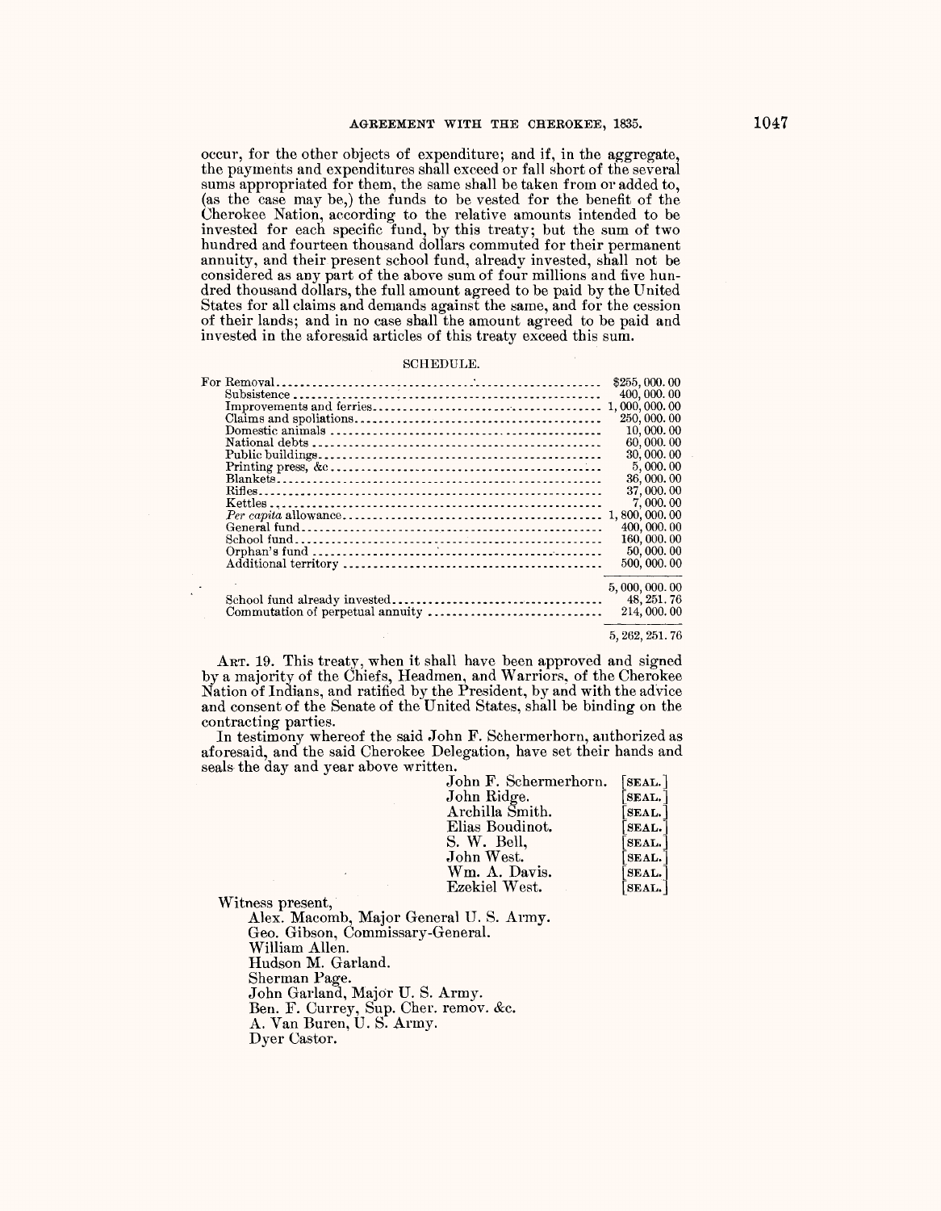occur, for the other objects of expenditure; and if, in the aggregate, the payments and expenditures shall exceed or fall short of the several sums appropriated for them, the same shall be taken from or added to, (as the case may be,) the funds to be vested for the benefit of the Cherokee Nation, according to the relative amounts intended to be invested for each specific fund, by this treaty; but the sum of two hundred and fourteen thousand dollars commuted for their permanent annuity, and their present school fund, already invested, shall not be considered as any part of the above sum of four millions and five hundred thousand dollars, the full amount agreed to be paid by the United States for all claims and demands against the same, and for the cession of their lands; and in no case shall the amount agreed to be paid and invested in the aforesaid articles of this treaty exceed this sum.

SCHEDULE.

| | |
|---|---|
| For Removal | $255,000.00 |
| Subsistence | 400,000.00 |
| Improvements and ferries | 1,000,000.00 |
| Claims and spoliations | 250,000.00 |
| Domestic animals | 10,000.00 |
| National debts | 60,000.00 |
| Public buildings | 30,000.00 |
| Printing press, &c | 5,000.00 |
| Blankets | 36,000.00 |
| Rifles | 37,000.00 |
| Kettles | 7,000.00 |
| *Per capita* allowance | 1,800,000.00 |
| General fund | 400,000.00 |
| School fund | 160,000.00 |
| Orphan's fund | 50,000.00 |
| Additional territory | 500,000.00 |
| | 5,000,000.00 |
| School fund already invested | 48,251.76 |
| Commutation of perpetual annuity | 214,000.00 |
| | 5,262,251.76 |

ART. 19. This treaty, when it shall have been approved and signed by a majority of the Chiefs, Headmen, and Warriors, of the Cherokee Nation of Indians, and ratified by the President, by and with the advice and consent of the Senate of the United States, shall be binding on the contracting parties.

In testimony whereof the said John F. Schermerhorn, authorized as aforesaid, and the said Cherokee Delegation, have set their hands and seals the day and year above written.

John F. Schermerhorn. [SEAL.]
John Ridge. [SEAL.]
Archilla Smith. [SEAL.]
Elias Boudinot. [SEAL.]
S. W. Bell, [SEAL.]
John West. [SEAL.]
Wm. A. Davis. [SEAL.]
Ezekiel West. [SEAL.]

Witness present,

Alex. Macomb, Major General U. S. Army.
Geo. Gibson, Commissary-General.
William Allen.
Hudson M. Garland.
Sherman Page.
John Garland, Major U. S. Army.
Ben. F. Currey, Sup. Cher. remov. &c.
A. Van Buren, U. S. Army.
Dyer Castor.